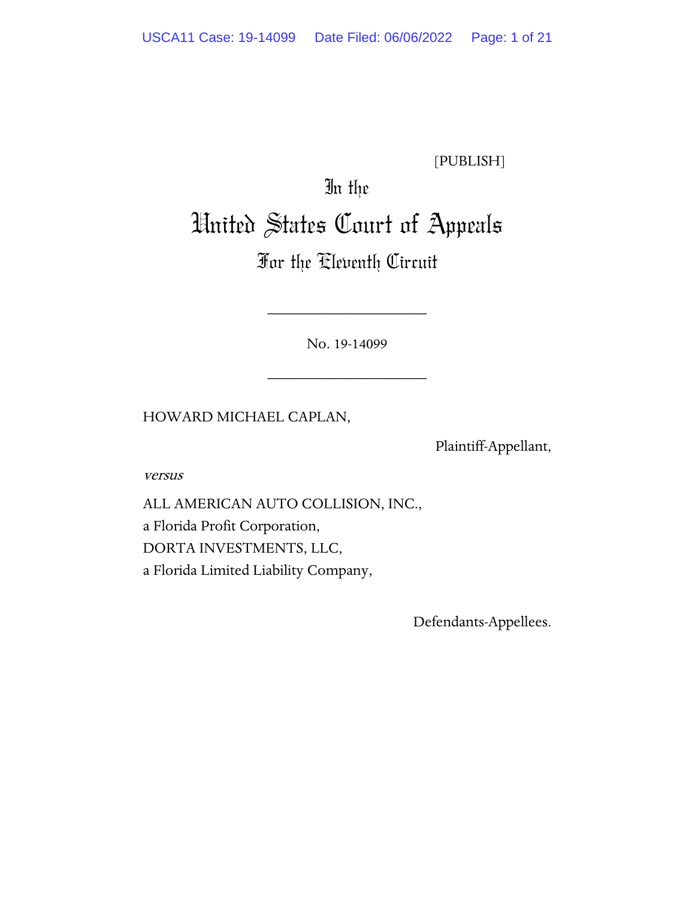[PUBLISH]

# In the United States Court of Appeals For the Eleventh Circuit

____________________

No. 19-14099

____________________

HOWARD MICHAEL CAPLAN,

Plaintiff-Appellant,

*versus*

ALL AMERICAN AUTO COLLISION, INC.,
a Florida Profit Corporation,
DORTA INVESTMENTS, LLC,
a Florida Limited Liability Company,

Defendants-Appellees.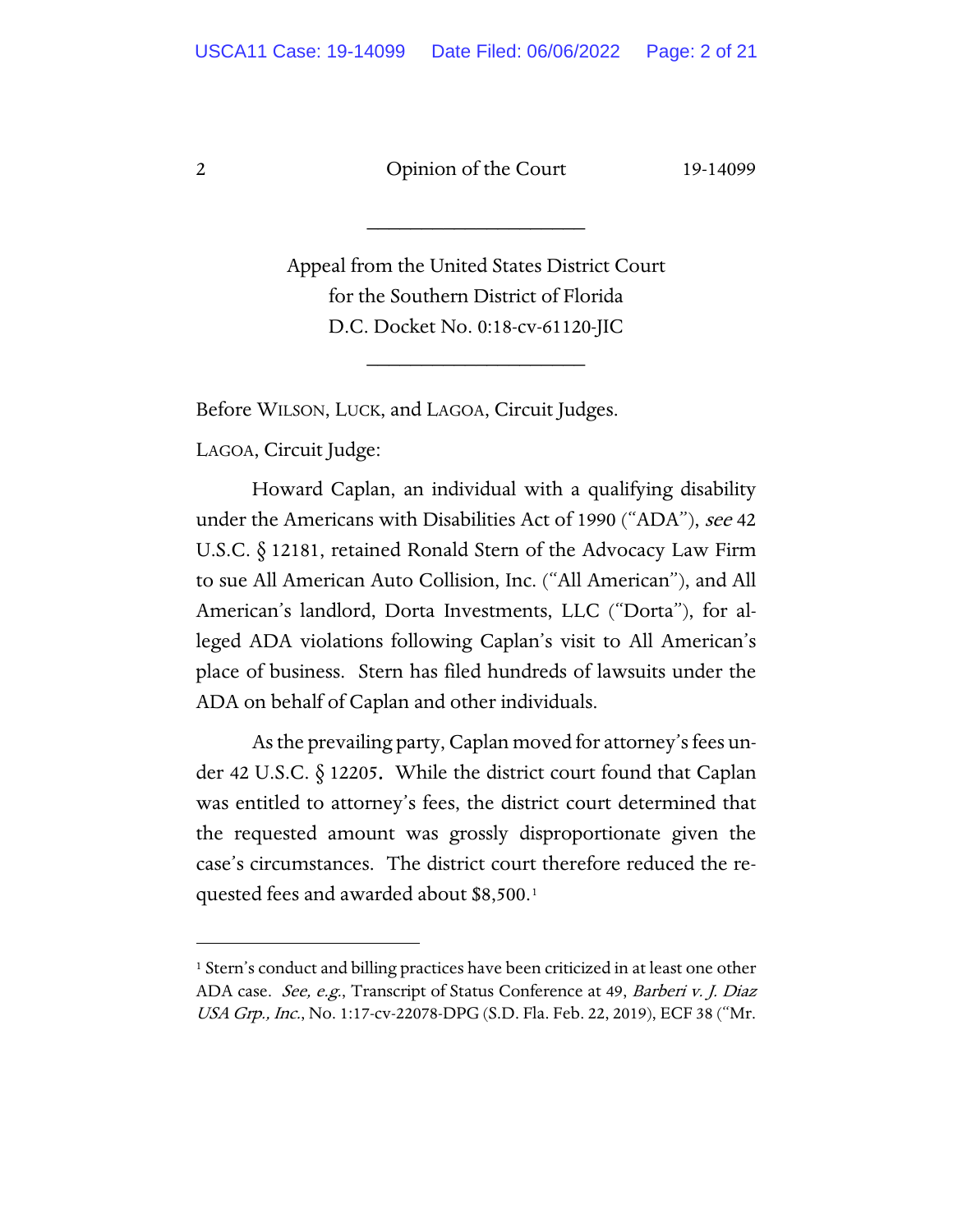Appeal from the United States District Court
for the Southern District of Florida
D.C. Docket No. 0:18-cv-61120-JIC

---

Before WILSON, LUCK, and LAGOA, Circuit Judges.

LAGOA, Circuit Judge:

Howard Caplan, an individual with a qualifying disability under the Americans with Disabilities Act of 1990 ("ADA"), *see* 42 U.S.C. § 12181, retained Ronald Stern of the Advocacy Law Firm to sue All American Auto Collision, Inc. ("All American"), and All American's landlord, Dorta Investments, LLC ("Dorta"), for alleged ADA violations following Caplan's visit to All American's place of business. Stern has filed hundreds of lawsuits under the ADA on behalf of Caplan and other individuals.

As the prevailing party, Caplan moved for attorney's fees under 42 U.S.C. § 12205. While the district court found that Caplan was entitled to attorney's fees, the district court determined that the requested amount was grossly disproportionate given the case's circumstances. The district court therefore reduced the requested fees and awarded about $8,500.[1]

---

[1] Stern's conduct and billing practices have been criticized in at least one other ADA case. *See, e.g.*, Transcript of Status Conference at 49, *Barberi v. J. Diaz USA Grp., Inc.*, No. 1:17-cv-22078-DPG (S.D. Fla. Feb. 22, 2019), ECF 38 ("Mr.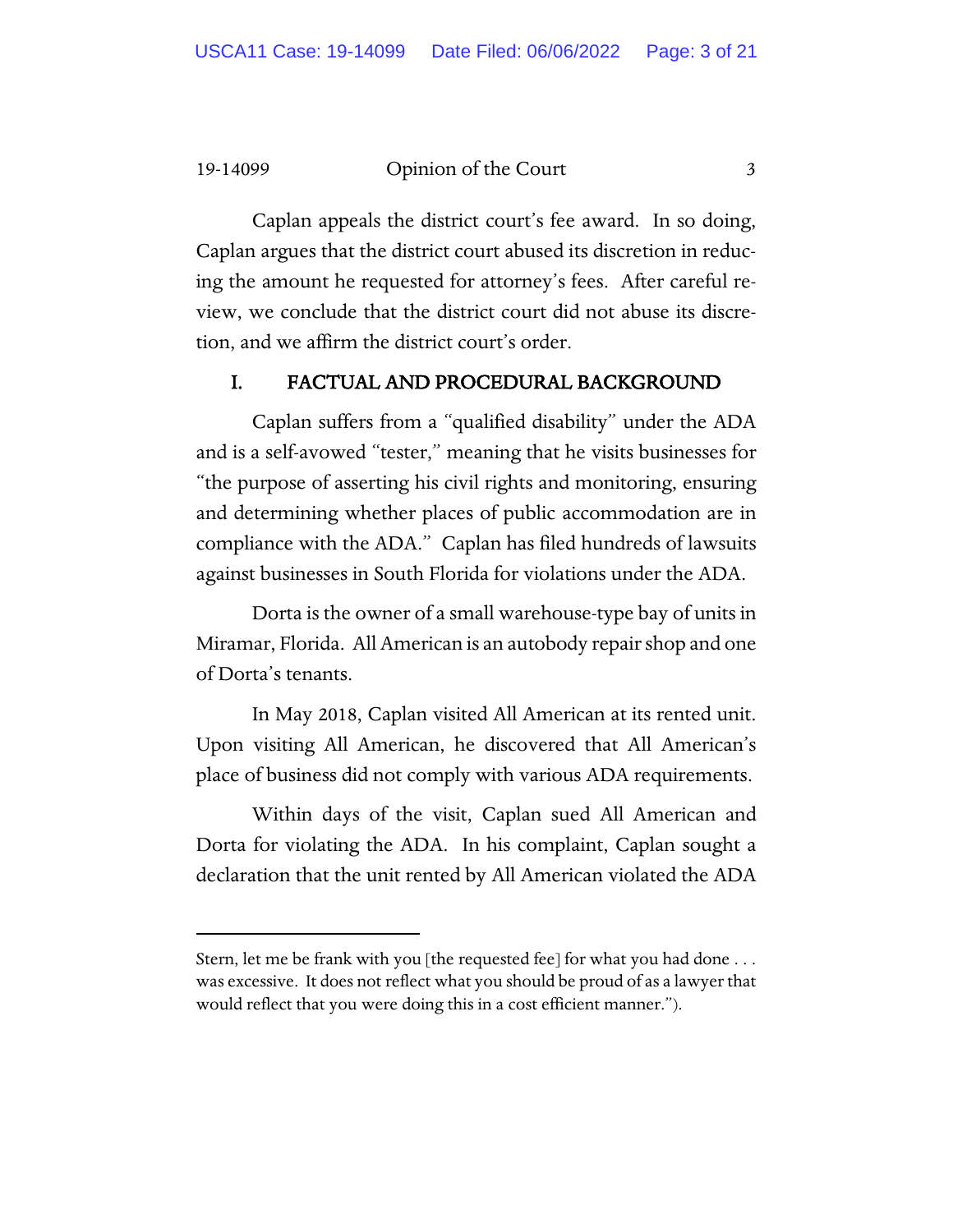Caplan appeals the district court's fee award. In so doing, Caplan argues that the district court abused its discretion in reducing the amount he requested for attorney's fees. After careful review, we conclude that the district court did not abuse its discretion, and we affirm the district court's order.

## I. FACTUAL AND PROCEDURAL BACKGROUND

Caplan suffers from a "qualified disability" under the ADA and is a self-avowed "tester," meaning that he visits businesses for "the purpose of asserting his civil rights and monitoring, ensuring and determining whether places of public accommodation are in compliance with the ADA." Caplan has filed hundreds of lawsuits against businesses in South Florida for violations under the ADA.

Dorta is the owner of a small warehouse-type bay of units in Miramar, Florida. All American is an autobody repair shop and one of Dorta's tenants.

In May 2018, Caplan visited All American at its rented unit. Upon visiting All American, he discovered that All American's place of business did not comply with various ADA requirements.

Within days of the visit, Caplan sued All American and Dorta for violating the ADA. In his complaint, Caplan sought a declaration that the unit rented by All American violated the ADA

---

Stern, let me be frank with you [the requested fee] for what you had done . . . was excessive. It does not reflect what you should be proud of as a lawyer that would reflect that you were doing this in a cost efficient manner.").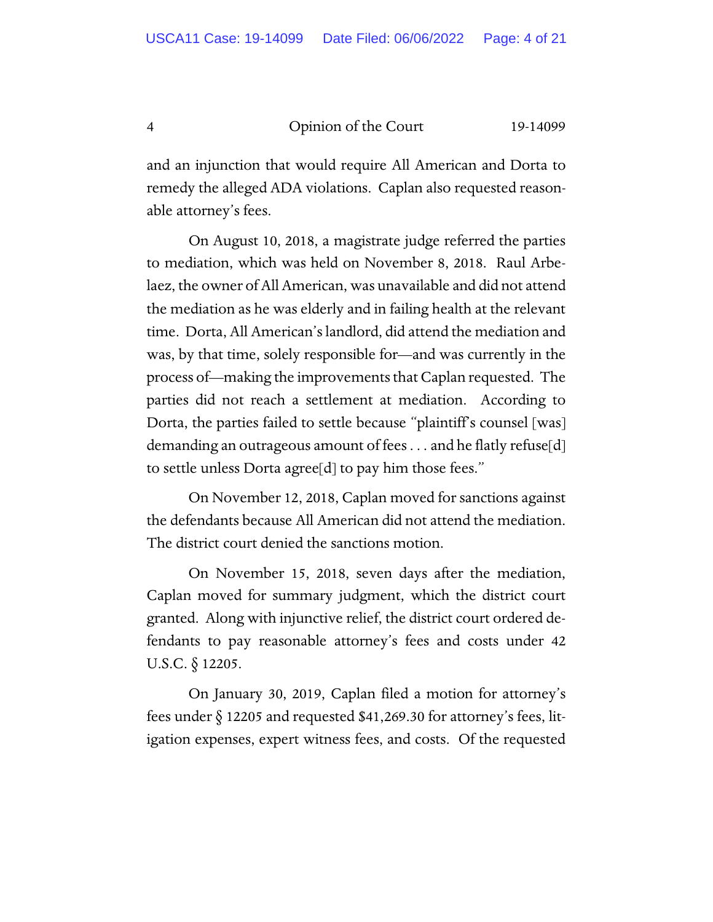and an injunction that would require All American and Dorta to remedy the alleged ADA violations. Caplan also requested reasonable attorney's fees.

On August 10, 2018, a magistrate judge referred the parties to mediation, which was held on November 8, 2018. Raul Arbelaez, the owner of All American, was unavailable and did not attend the mediation as he was elderly and in failing health at the relevant time. Dorta, All American's landlord, did attend the mediation and was, by that time, solely responsible for—and was currently in the process of—making the improvements that Caplan requested. The parties did not reach a settlement at mediation. According to Dorta, the parties failed to settle because "plaintiff's counsel [was] demanding an outrageous amount of fees . . . and he flatly refuse[d] to settle unless Dorta agree[d] to pay him those fees."

On November 12, 2018, Caplan moved for sanctions against the defendants because All American did not attend the mediation. The district court denied the sanctions motion.

On November 15, 2018, seven days after the mediation, Caplan moved for summary judgment, which the district court granted. Along with injunctive relief, the district court ordered defendants to pay reasonable attorney's fees and costs under 42 U.S.C. § 12205.

On January 30, 2019, Caplan filed a motion for attorney's fees under § 12205 and requested $41,269.30 for attorney's fees, litigation expenses, expert witness fees, and costs. Of the requested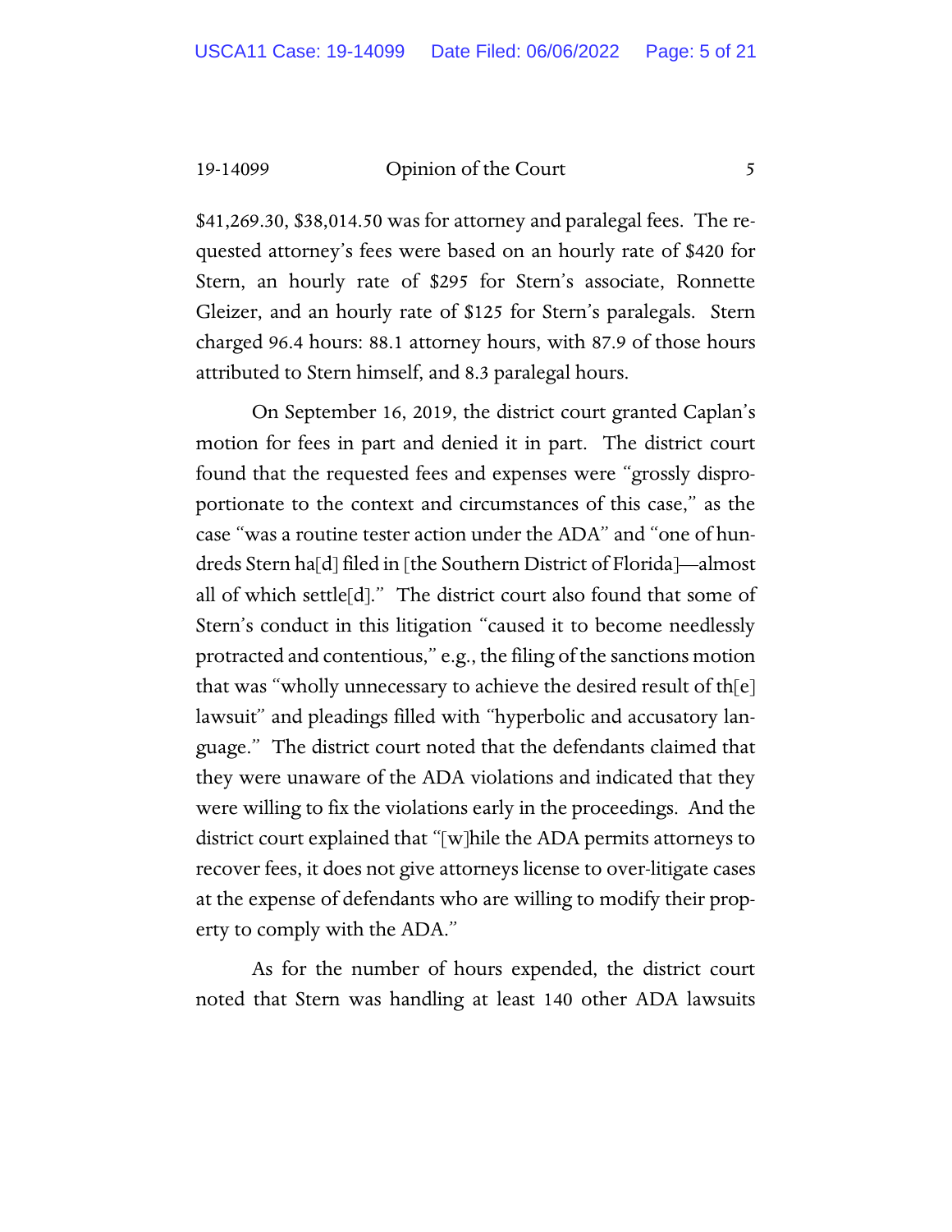$41,269.30, $38,014.50 was for attorney and paralegal fees. The requested attorney's fees were based on an hourly rate of $420 for Stern, an hourly rate of $295 for Stern's associate, Ronnette Gleizer, and an hourly rate of $125 for Stern's paralegals. Stern charged 96.4 hours: 88.1 attorney hours, with 87.9 of those hours attributed to Stern himself, and 8.3 paralegal hours.

On September 16, 2019, the district court granted Caplan's motion for fees in part and denied it in part. The district court found that the requested fees and expenses were "grossly disproportionate to the context and circumstances of this case," as the case "was a routine tester action under the ADA" and "one of hundreds Stern ha[d] filed in [the Southern District of Florida]—almost all of which settle[d]." The district court also found that some of Stern's conduct in this litigation "caused it to become needlessly protracted and contentious," e.g., the filing of the sanctions motion that was "wholly unnecessary to achieve the desired result of th[e] lawsuit" and pleadings filled with "hyperbolic and accusatory language." The district court noted that the defendants claimed that they were unaware of the ADA violations and indicated that they were willing to fix the violations early in the proceedings. And the district court explained that "[w]hile the ADA permits attorneys to recover fees, it does not give attorneys license to over-litigate cases at the expense of defendants who are willing to modify their property to comply with the ADA."

As for the number of hours expended, the district court noted that Stern was handling at least 140 other ADA lawsuits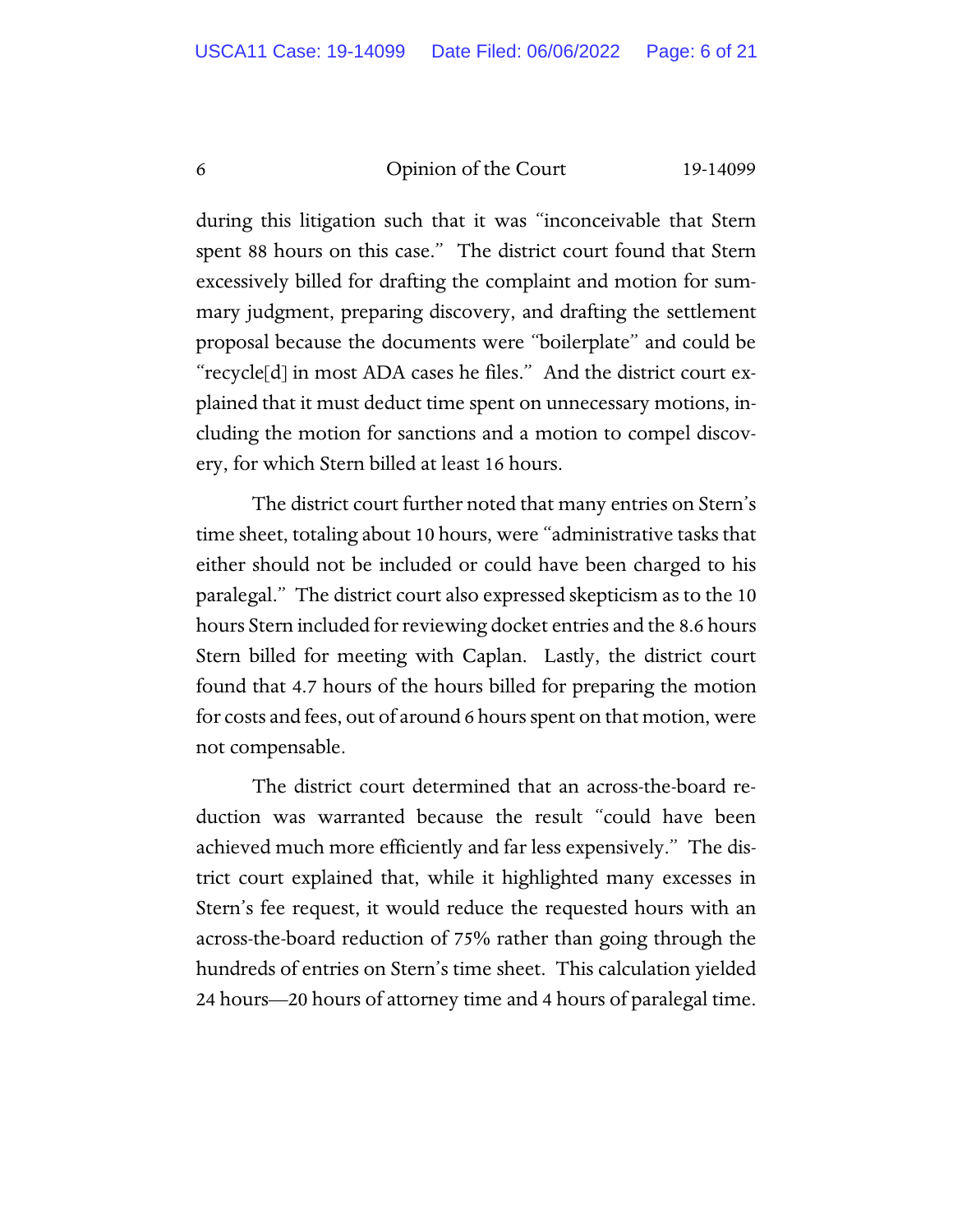during this litigation such that it was "inconceivable that Stern spent 88 hours on this case." The district court found that Stern excessively billed for drafting the complaint and motion for summary judgment, preparing discovery, and drafting the settlement proposal because the documents were "boilerplate" and could be "recycle[d] in most ADA cases he files." And the district court explained that it must deduct time spent on unnecessary motions, including the motion for sanctions and a motion to compel discovery, for which Stern billed at least 16 hours.

The district court further noted that many entries on Stern's time sheet, totaling about 10 hours, were "administrative tasks that either should not be included or could have been charged to his paralegal." The district court also expressed skepticism as to the 10 hours Stern included for reviewing docket entries and the 8.6 hours Stern billed for meeting with Caplan. Lastly, the district court found that 4.7 hours of the hours billed for preparing the motion for costs and fees, out of around 6 hours spent on that motion, were not compensable.

The district court determined that an across-the-board reduction was warranted because the result "could have been achieved much more efficiently and far less expensively." The district court explained that, while it highlighted many excesses in Stern's fee request, it would reduce the requested hours with an across-the-board reduction of 75% rather than going through the hundreds of entries on Stern's time sheet. This calculation yielded 24 hours—20 hours of attorney time and 4 hours of paralegal time.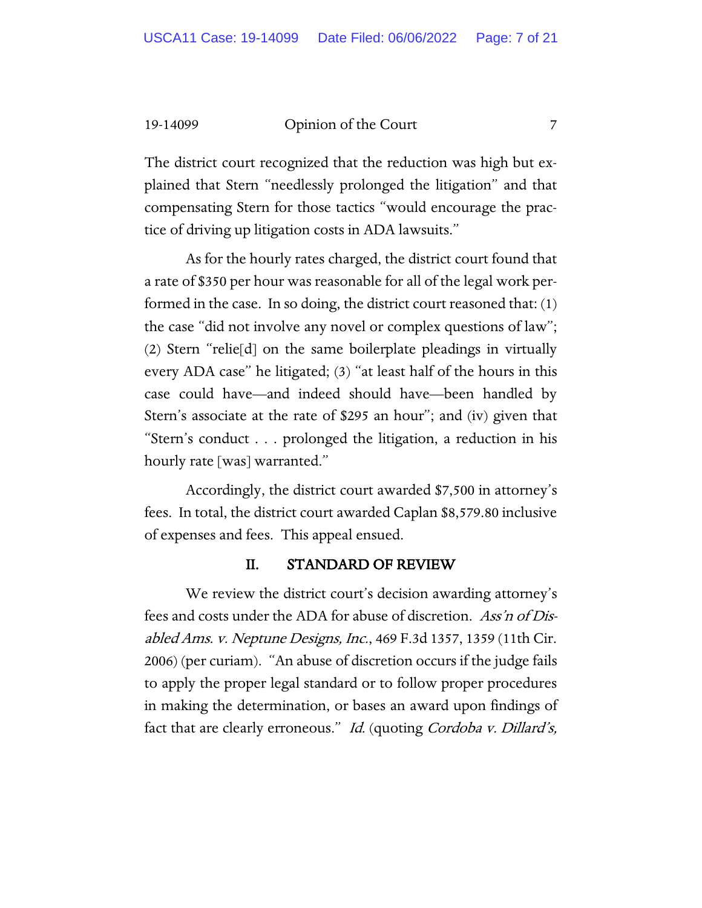The district court recognized that the reduction was high but explained that Stern "needlessly prolonged the litigation" and that compensating Stern for those tactics "would encourage the practice of driving up litigation costs in ADA lawsuits."

As for the hourly rates charged, the district court found that a rate of $350 per hour was reasonable for all of the legal work performed in the case. In so doing, the district court reasoned that: (1) the case "did not involve any novel or complex questions of law"; (2) Stern "relie[d] on the same boilerplate pleadings in virtually every ADA case" he litigated; (3) "at least half of the hours in this case could have—and indeed should have—been handled by Stern's associate at the rate of $295 an hour"; and (iv) given that "Stern's conduct . . . prolonged the litigation, a reduction in his hourly rate [was] warranted."

Accordingly, the district court awarded $7,500 in attorney's fees. In total, the district court awarded Caplan $8,579.80 inclusive of expenses and fees. This appeal ensued.

## II. STANDARD OF REVIEW

We review the district court's decision awarding attorney's fees and costs under the ADA for abuse of discretion. *Ass'n of Disabled Ams. v. Neptune Designs, Inc.*, 469 F.3d 1357, 1359 (11th Cir. 2006) (per curiam). "An abuse of discretion occurs if the judge fails to apply the proper legal standard or to follow proper procedures in making the determination, or bases an award upon findings of fact that are clearly erroneous." *Id.* (quoting *Cordoba v. Dillard's,*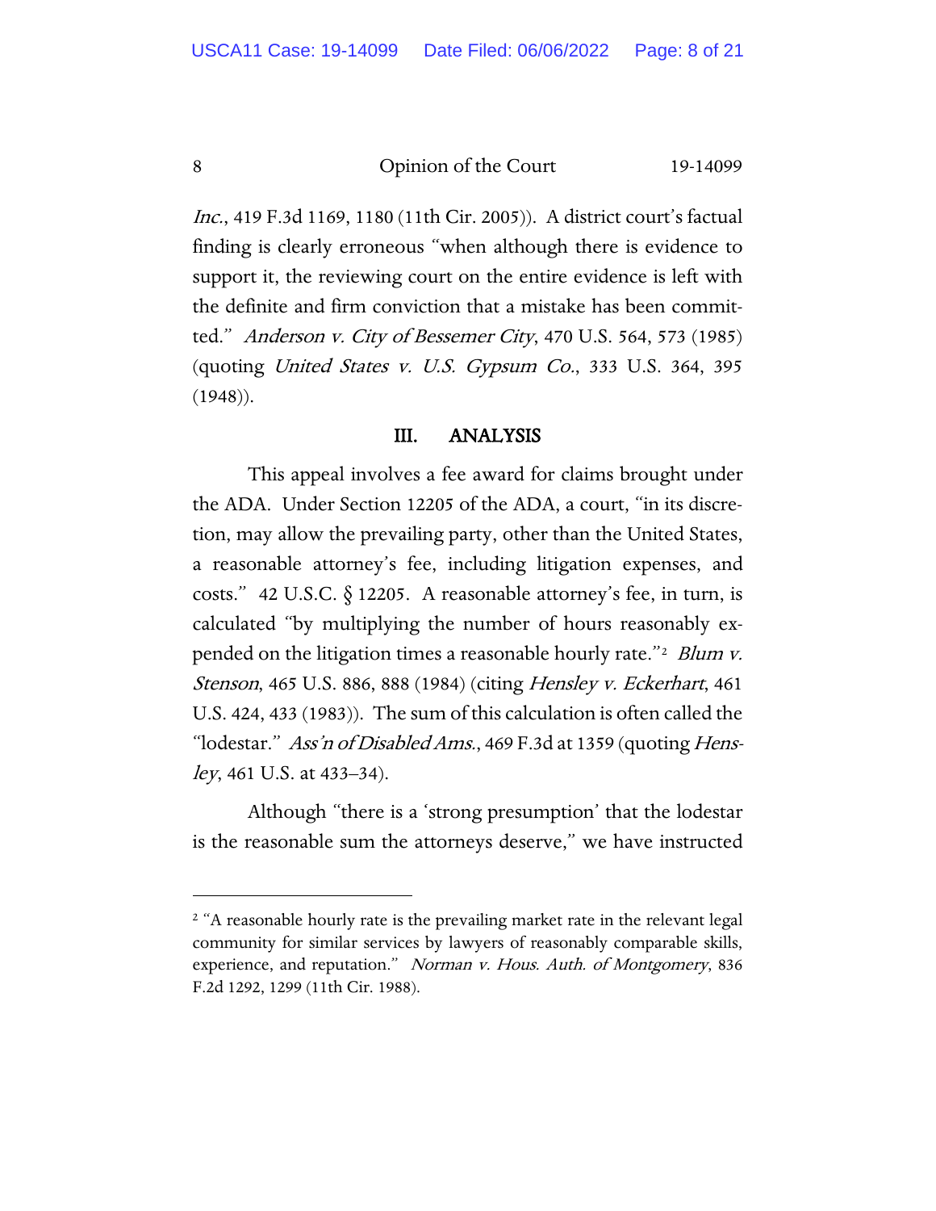*Inc.*, 419 F.3d 1169, 1180 (11th Cir. 2005)). A district court's factual finding is clearly erroneous "when although there is evidence to support it, the reviewing court on the entire evidence is left with the definite and firm conviction that a mistake has been committed." *Anderson v. City of Bessemer City*, 470 U.S. 564, 573 (1985) (quoting *United States v. U.S. Gypsum Co.*, 333 U.S. 364, 395 (1948)).

## III. ANALYSIS

This appeal involves a fee award for claims brought under the ADA. Under Section 12205 of the ADA, a court, "in its discretion, may allow the prevailing party, other than the United States, a reasonable attorney's fee, including litigation expenses, and costs." 42 U.S.C. § 12205. A reasonable attorney's fee, in turn, is calculated "by multiplying the number of hours reasonably expended on the litigation times a reasonable hourly rate."[2] *Blum v. Stenson*, 465 U.S. 886, 888 (1984) (citing *Hensley v. Eckerhart*, 461 U.S. 424, 433 (1983)). The sum of this calculation is often called the "lodestar." *Ass'n of Disabled Ams.*, 469 F.3d at 1359 (quoting *Hensley*, 461 U.S. at 433–34).

Although "there is a 'strong presumption' that the lodestar is the reasonable sum the attorneys deserve," we have instructed

---

[2] "A reasonable hourly rate is the prevailing market rate in the relevant legal community for similar services by lawyers of reasonably comparable skills, experience, and reputation." *Norman v. Hous. Auth. of Montgomery*, 836 F.2d 1292, 1299 (11th Cir. 1988).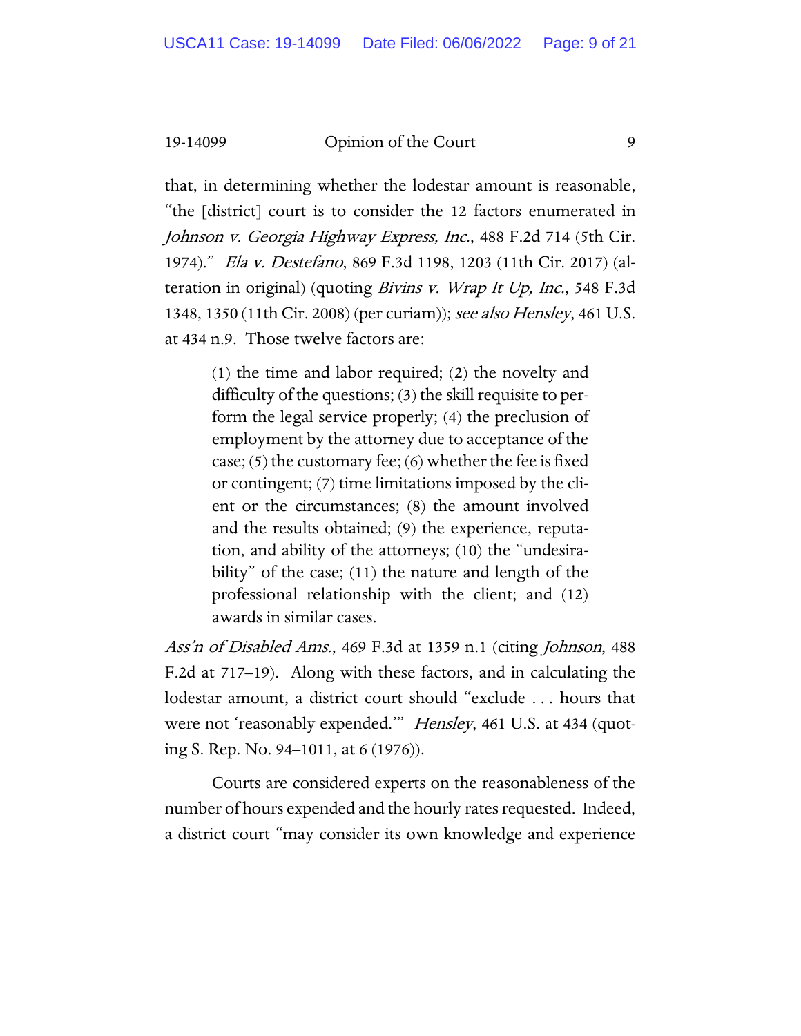that, in determining whether the lodestar amount is reasonable, "the [district] court is to consider the 12 factors enumerated in *Johnson v. Georgia Highway Express, Inc.*, 488 F.2d 714 (5th Cir. 1974)." *Ela v. Destefano*, 869 F.3d 1198, 1203 (11th Cir. 2017) (alteration in original) (quoting *Bivins v. Wrap It Up, Inc.*, 548 F.3d 1348, 1350 (11th Cir. 2008) (per curiam)); *see also Hensley*, 461 U.S. at 434 n.9. Those twelve factors are:

> (1) the time and labor required; (2) the novelty and difficulty of the questions; (3) the skill requisite to perform the legal service properly; (4) the preclusion of employment by the attorney due to acceptance of the case; (5) the customary fee; (6) whether the fee is fixed or contingent; (7) time limitations imposed by the client or the circumstances; (8) the amount involved and the results obtained; (9) the experience, reputation, and ability of the attorneys; (10) the "undesirability" of the case; (11) the nature and length of the professional relationship with the client; and (12) awards in similar cases.

*Ass'n of Disabled Ams.*, 469 F.3d at 1359 n.1 (citing *Johnson*, 488 F.2d at 717–19). Along with these factors, and in calculating the lodestar amount, a district court should "exclude . . . hours that were not 'reasonably expended.'" *Hensley*, 461 U.S. at 434 (quoting S. Rep. No. 94–1011, at 6 (1976)).

Courts are considered experts on the reasonableness of the number of hours expended and the hourly rates requested. Indeed, a district court "may consider its own knowledge and experience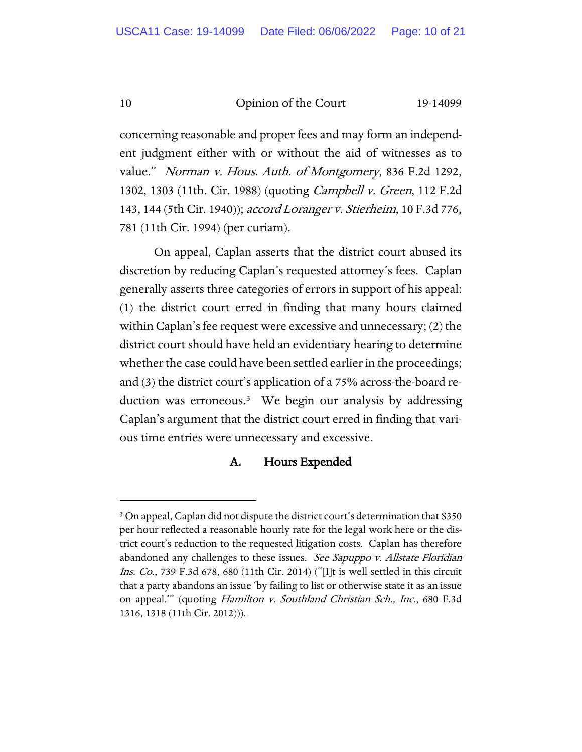concerning reasonable and proper fees and may form an independent judgment either with or without the aid of witnesses as to value." *Norman v. Hous. Auth. of Montgomery*, 836 F.2d 1292, 1302, 1303 (11th. Cir. 1988) (quoting *Campbell v. Green*, 112 F.2d 143, 144 (5th Cir. 1940)); *accord Loranger v. Stierheim*, 10 F.3d 776, 781 (11th Cir. 1994) (per curiam).

On appeal, Caplan asserts that the district court abused its discretion by reducing Caplan's requested attorney's fees. Caplan generally asserts three categories of errors in support of his appeal: (1) the district court erred in finding that many hours claimed within Caplan's fee request were excessive and unnecessary; (2) the district court should have held an evidentiary hearing to determine whether the case could have been settled earlier in the proceedings; and (3) the district court's application of a 75% across-the-board reduction was erroneous.[3] We begin our analysis by addressing Caplan's argument that the district court erred in finding that various time entries were unnecessary and excessive.

### A. Hours Expended

---

[3] On appeal, Caplan did not dispute the district court's determination that $350 per hour reflected a reasonable hourly rate for the legal work here or the district court's reduction to the requested litigation costs. Caplan has therefore abandoned any challenges to these issues. *See Sapuppo v. Allstate Floridian Ins. Co.*, 739 F.3d 678, 680 (11th Cir. 2014) ("[I]t is well settled in this circuit that a party abandons an issue 'by failing to list or otherwise state it as an issue on appeal.'" (quoting *Hamilton v. Southland Christian Sch., Inc.*, 680 F.3d 1316, 1318 (11th Cir. 2012))).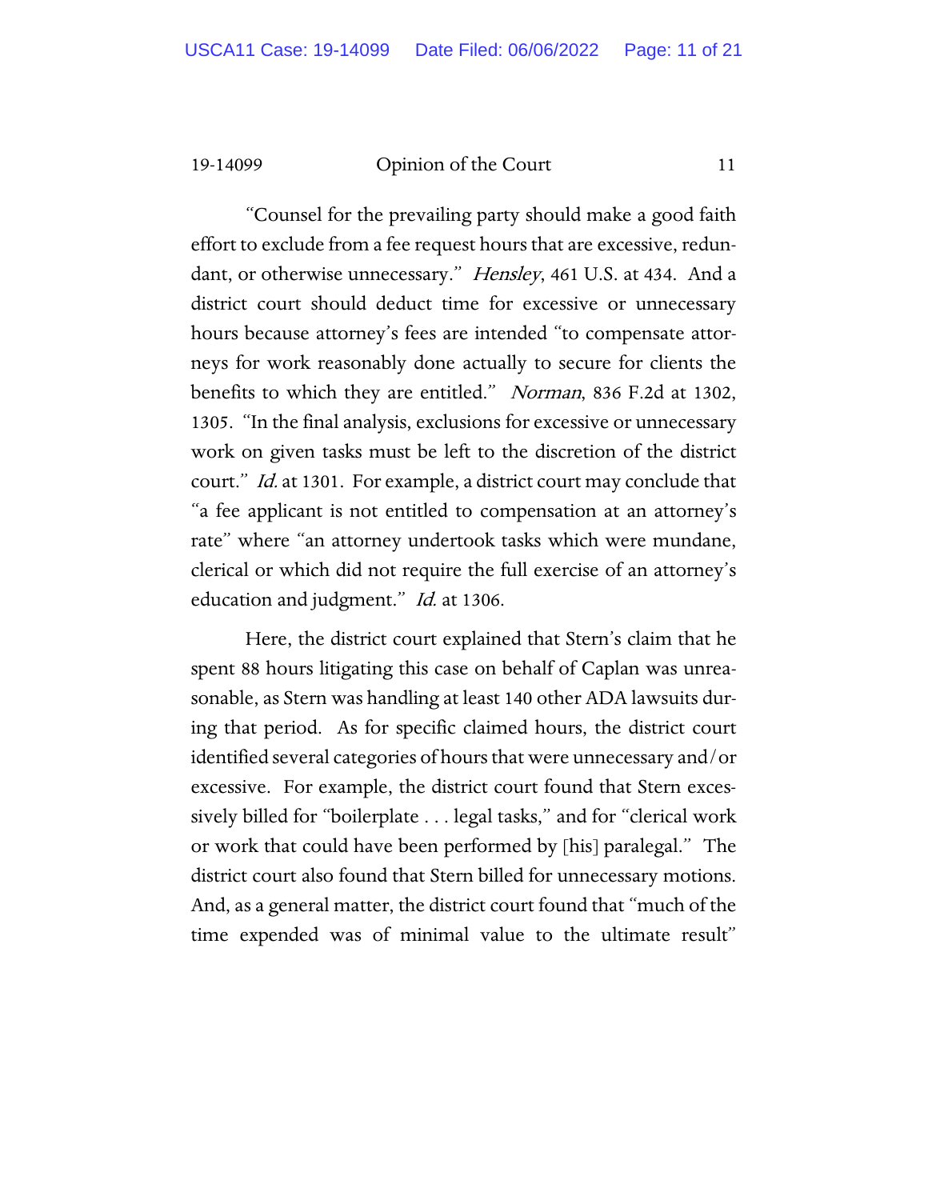"Counsel for the prevailing party should make a good faith effort to exclude from a fee request hours that are excessive, redundant, or otherwise unnecessary." *Hensley*, 461 U.S. at 434. And a district court should deduct time for excessive or unnecessary hours because attorney's fees are intended "to compensate attorneys for work reasonably done actually to secure for clients the benefits to which they are entitled." *Norman*, 836 F.2d at 1302, 1305. "In the final analysis, exclusions for excessive or unnecessary work on given tasks must be left to the discretion of the district court." *Id.* at 1301. For example, a district court may conclude that "a fee applicant is not entitled to compensation at an attorney's rate" where "an attorney undertook tasks which were mundane, clerical or which did not require the full exercise of an attorney's education and judgment." *Id.* at 1306.

Here, the district court explained that Stern's claim that he spent 88 hours litigating this case on behalf of Caplan was unreasonable, as Stern was handling at least 140 other ADA lawsuits during that period. As for specific claimed hours, the district court identified several categories of hours that were unnecessary and/or excessive. For example, the district court found that Stern excessively billed for "boilerplate . . . legal tasks," and for "clerical work or work that could have been performed by [his] paralegal." The district court also found that Stern billed for unnecessary motions. And, as a general matter, the district court found that "much of the time expended was of minimal value to the ultimate result"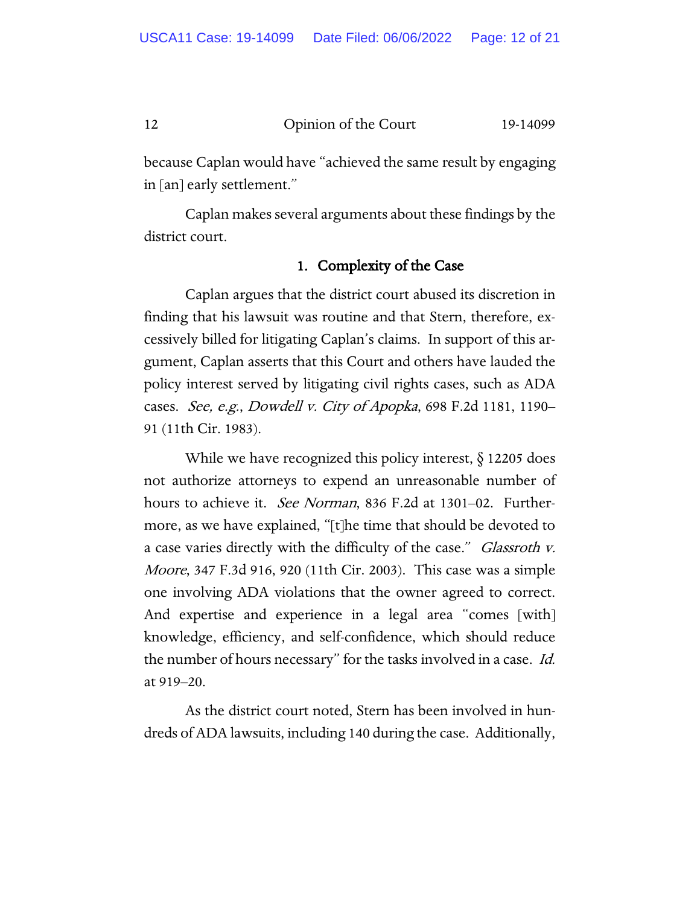because Caplan would have "achieved the same result by engaging in [an] early settlement."

Caplan makes several arguments about these findings by the district court.

### 1. Complexity of the Case

Caplan argues that the district court abused its discretion in finding that his lawsuit was routine and that Stern, therefore, excessively billed for litigating Caplan's claims. In support of this argument, Caplan asserts that this Court and others have lauded the policy interest served by litigating civil rights cases, such as ADA cases. *See, e.g.*, *Dowdell v. City of Apopka*, 698 F.2d 1181, 1190–91 (11th Cir. 1983).

While we have recognized this policy interest, § 12205 does not authorize attorneys to expend an unreasonable number of hours to achieve it. *See Norman*, 836 F.2d at 1301–02. Furthermore, as we have explained, "[t]he time that should be devoted to a case varies directly with the difficulty of the case." *Glassroth v. Moore*, 347 F.3d 916, 920 (11th Cir. 2003). This case was a simple one involving ADA violations that the owner agreed to correct. And expertise and experience in a legal area "comes [with] knowledge, efficiency, and self-confidence, which should reduce the number of hours necessary" for the tasks involved in a case. *Id.* at 919–20.

As the district court noted, Stern has been involved in hundreds of ADA lawsuits, including 140 during the case. Additionally,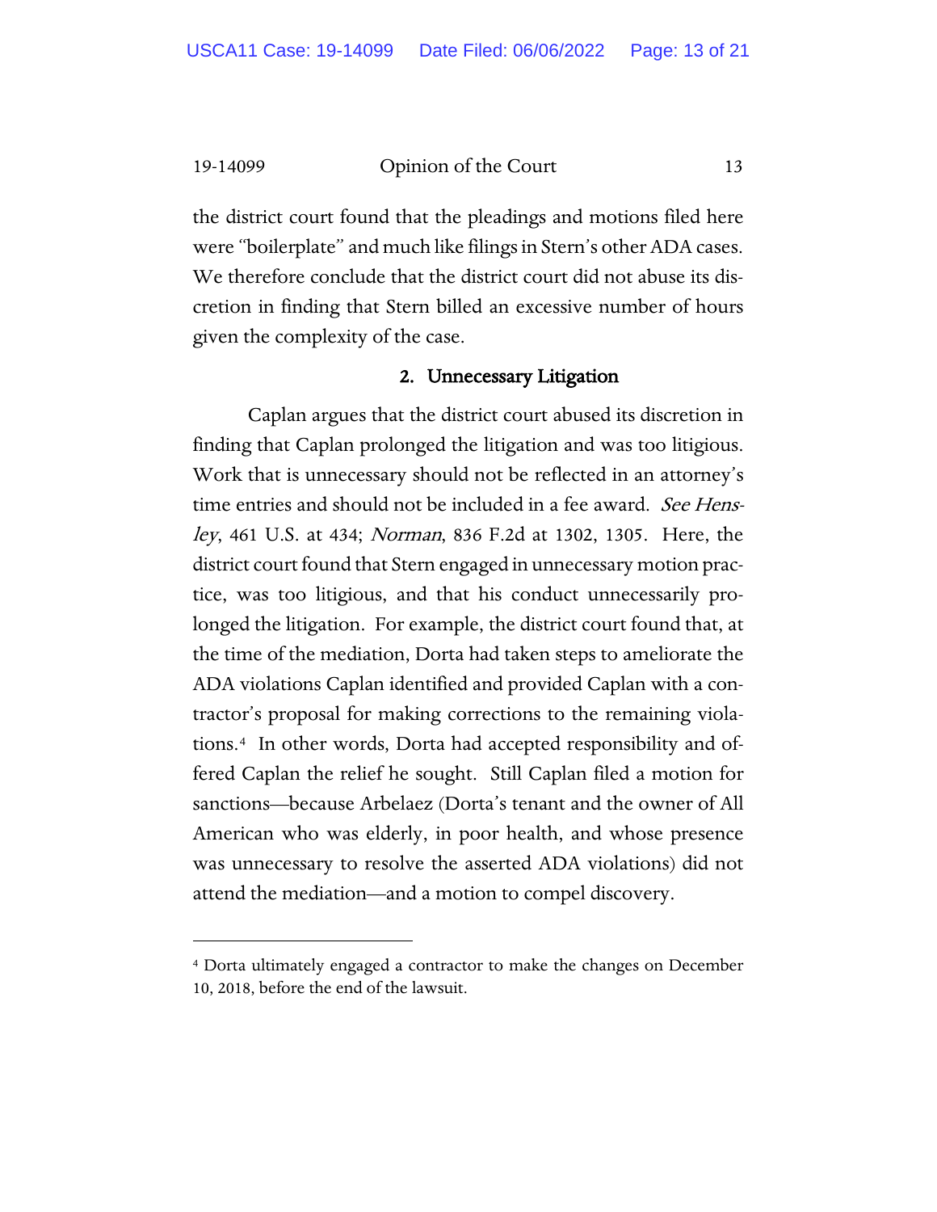the district court found that the pleadings and motions filed here were "boilerplate" and much like filings in Stern's other ADA cases. We therefore conclude that the district court did not abuse its discretion in finding that Stern billed an excessive number of hours given the complexity of the case.

### 2. Unnecessary Litigation

Caplan argues that the district court abused its discretion in finding that Caplan prolonged the litigation and was too litigious. Work that is unnecessary should not be reflected in an attorney's time entries and should not be included in a fee award. *See Hensley*, 461 U.S. at 434; *Norman*, 836 F.2d at 1302, 1305. Here, the district court found that Stern engaged in unnecessary motion practice, was too litigious, and that his conduct unnecessarily prolonged the litigation. For example, the district court found that, at the time of the mediation, Dorta had taken steps to ameliorate the ADA violations Caplan identified and provided Caplan with a contractor's proposal for making corrections to the remaining violations.[4] In other words, Dorta had accepted responsibility and offered Caplan the relief he sought. Still Caplan filed a motion for sanctions—because Arbelaez (Dorta's tenant and the owner of All American who was elderly, in poor health, and whose presence was unnecessary to resolve the asserted ADA violations) did not attend the mediation—and a motion to compel discovery.

---

[4] Dorta ultimately engaged a contractor to make the changes on December 10, 2018, before the end of the lawsuit.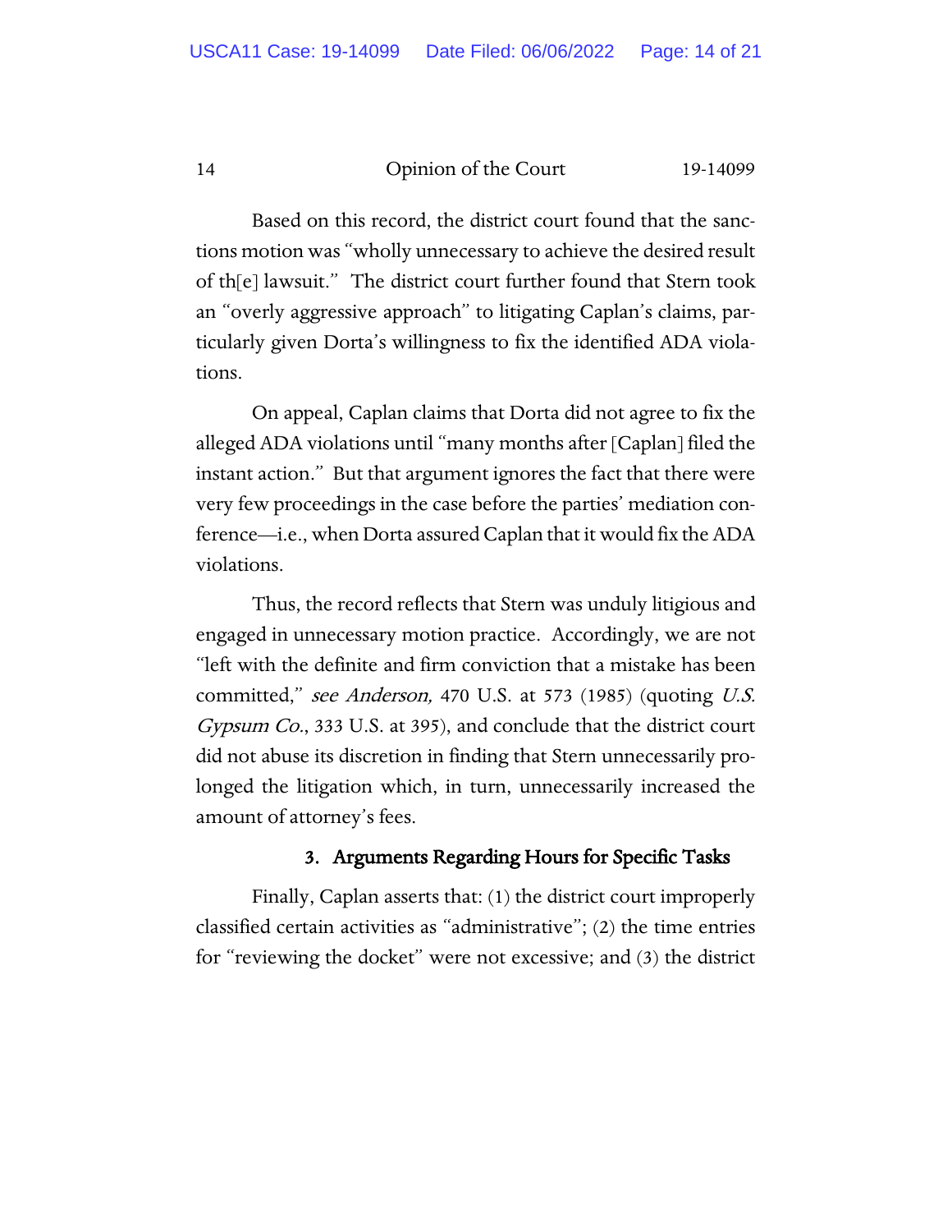Based on this record, the district court found that the sanctions motion was "wholly unnecessary to achieve the desired result of th[e] lawsuit." The district court further found that Stern took an "overly aggressive approach" to litigating Caplan's claims, particularly given Dorta's willingness to fix the identified ADA violations.

On appeal, Caplan claims that Dorta did not agree to fix the alleged ADA violations until "many months after [Caplan] filed the instant action." But that argument ignores the fact that there were very few proceedings in the case before the parties' mediation conference—i.e., when Dorta assured Caplan that it would fix the ADA violations.

Thus, the record reflects that Stern was unduly litigious and engaged in unnecessary motion practice. Accordingly, we are not "left with the definite and firm conviction that a mistake has been committed," *see Anderson,* 470 U.S. at 573 (1985) (quoting *U.S. Gypsum Co.*, 333 U.S. at 395), and conclude that the district court did not abuse its discretion in finding that Stern unnecessarily prolonged the litigation which, in turn, unnecessarily increased the amount of attorney's fees.

### 3. Arguments Regarding Hours for Specific Tasks

Finally, Caplan asserts that: (1) the district court improperly classified certain activities as "administrative"; (2) the time entries for "reviewing the docket" were not excessive; and (3) the district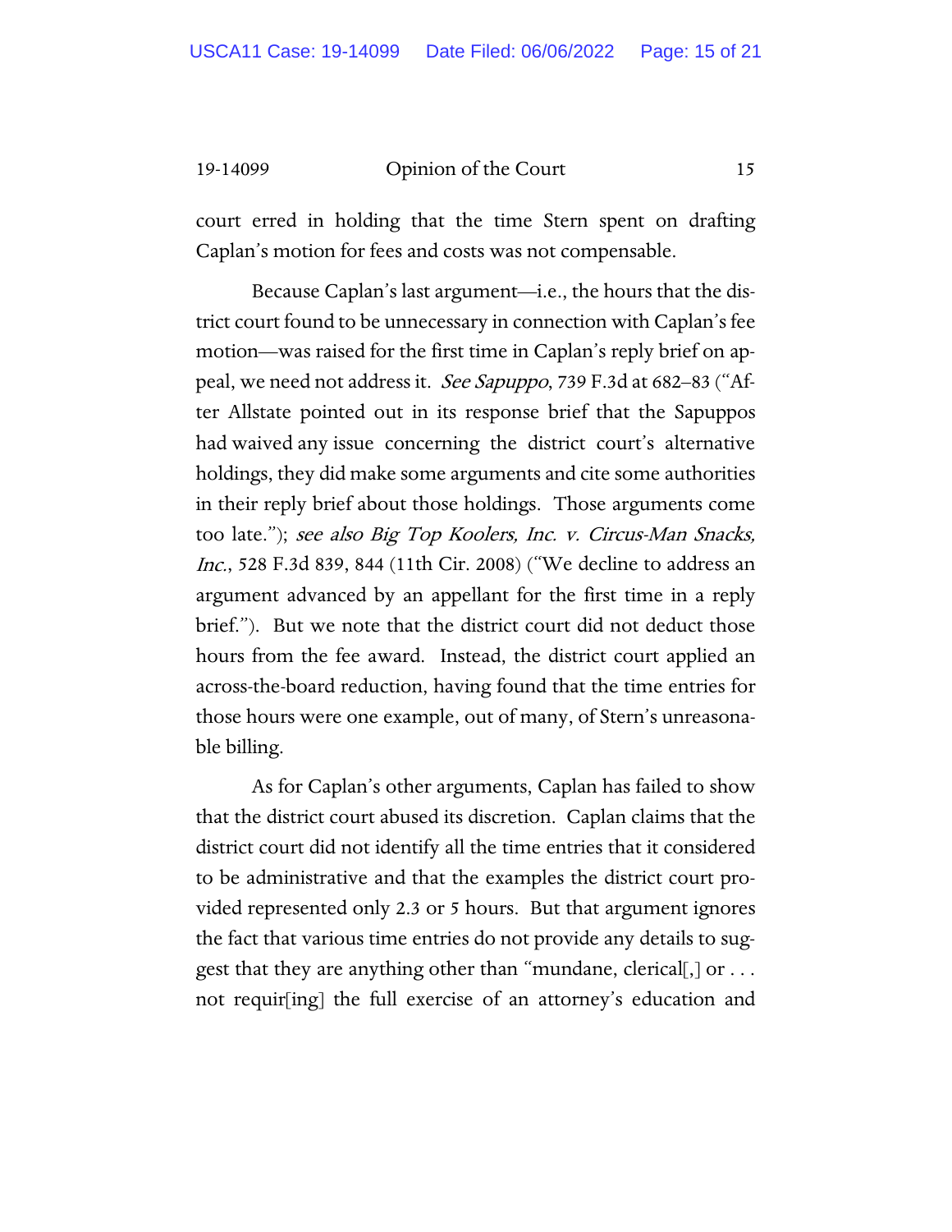court erred in holding that the time Stern spent on drafting Caplan's motion for fees and costs was not compensable.

Because Caplan's last argument—i.e., the hours that the district court found to be unnecessary in connection with Caplan's fee motion—was raised for the first time in Caplan's reply brief on appeal, we need not address it. *See Sapuppo*, 739 F.3d at 682–83 ("After Allstate pointed out in its response brief that the Sapuppos had waived any issue concerning the district court's alternative holdings, they did make some arguments and cite some authorities in their reply brief about those holdings. Those arguments come too late."); *see also Big Top Koolers, Inc. v. Circus-Man Snacks, Inc.*, 528 F.3d 839, 844 (11th Cir. 2008) ("We decline to address an argument advanced by an appellant for the first time in a reply brief."). But we note that the district court did not deduct those hours from the fee award. Instead, the district court applied an across-the-board reduction, having found that the time entries for those hours were one example, out of many, of Stern's unreasonable billing.

As for Caplan's other arguments, Caplan has failed to show that the district court abused its discretion. Caplan claims that the district court did not identify all the time entries that it considered to be administrative and that the examples the district court provided represented only 2.3 or 5 hours. But that argument ignores the fact that various time entries do not provide any details to suggest that they are anything other than "mundane, clerical[,] or . . . not requir[ing] the full exercise of an attorney's education and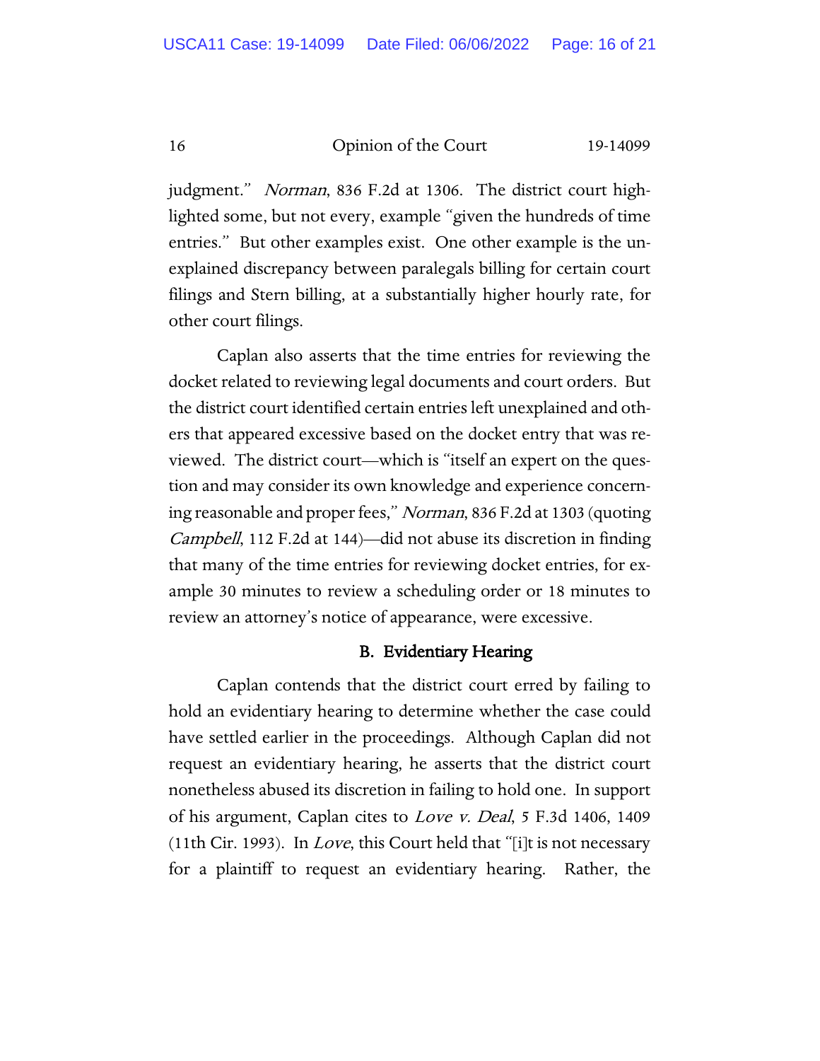judgment." *Norman*, 836 F.2d at 1306. The district court highlighted some, but not every, example "given the hundreds of time entries." But other examples exist. One other example is the unexplained discrepancy between paralegals billing for certain court filings and Stern billing, at a substantially higher hourly rate, for other court filings.

Caplan also asserts that the time entries for reviewing the docket related to reviewing legal documents and court orders. But the district court identified certain entries left unexplained and others that appeared excessive based on the docket entry that was reviewed. The district court—which is "itself an expert on the question and may consider its own knowledge and experience concerning reasonable and proper fees," *Norman*, 836 F.2d at 1303 (quoting *Campbell*, 112 F.2d at 144)—did not abuse its discretion in finding that many of the time entries for reviewing docket entries, for example 30 minutes to review a scheduling order or 18 minutes to review an attorney's notice of appearance, were excessive.

### B. Evidentiary Hearing

Caplan contends that the district court erred by failing to hold an evidentiary hearing to determine whether the case could have settled earlier in the proceedings. Although Caplan did not request an evidentiary hearing, he asserts that the district court nonetheless abused its discretion in failing to hold one. In support of his argument, Caplan cites to *Love v. Deal*, 5 F.3d 1406, 1409 (11th Cir. 1993). In *Love*, this Court held that "[i]t is not necessary for a plaintiff to request an evidentiary hearing. Rather, the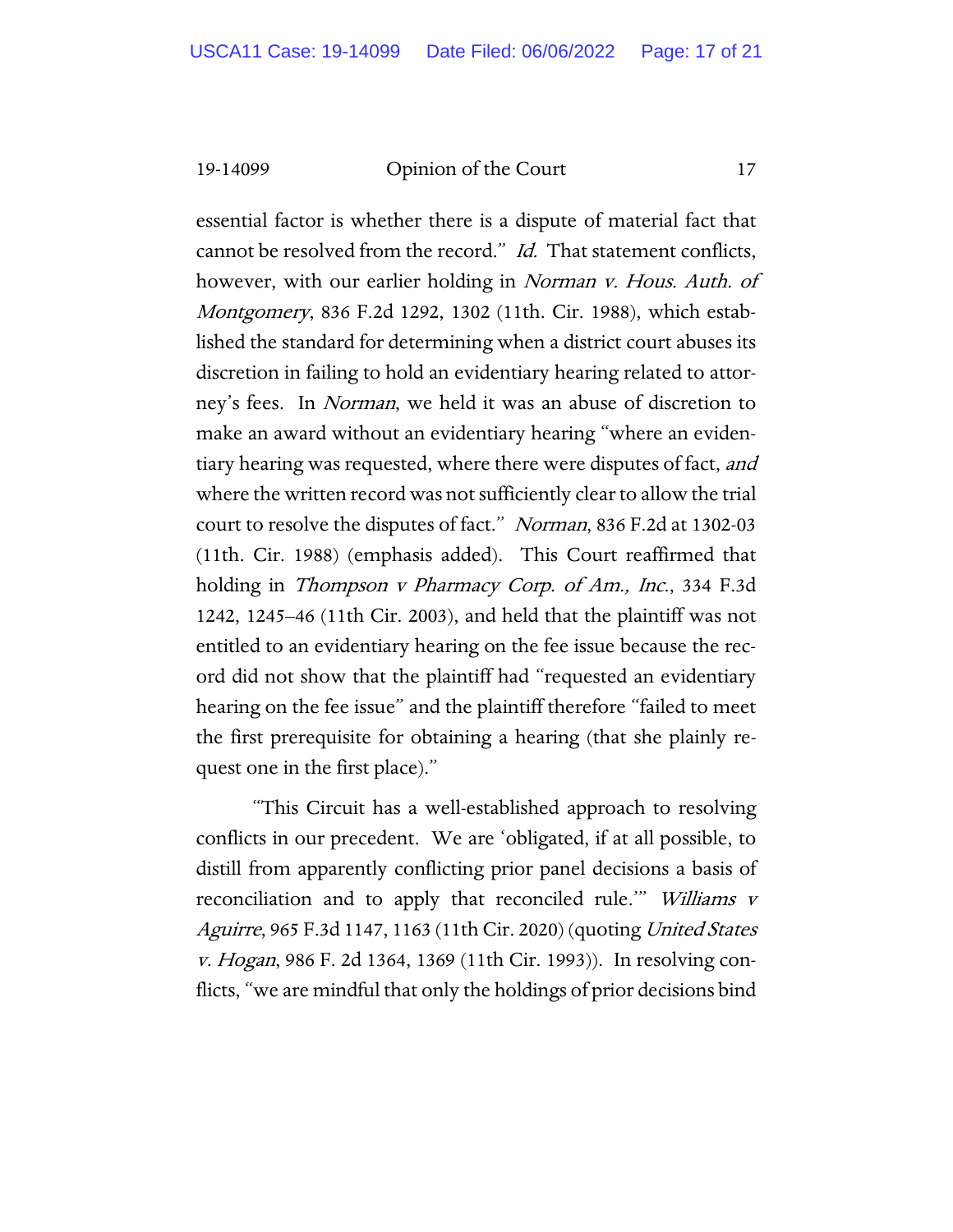essential factor is whether there is a dispute of material fact that cannot be resolved from the record." *Id.* That statement conflicts, however, with our earlier holding in *Norman v. Hous. Auth. of Montgomery*, 836 F.2d 1292, 1302 (11th. Cir. 1988), which established the standard for determining when a district court abuses its discretion in failing to hold an evidentiary hearing related to attorney's fees. In *Norman*, we held it was an abuse of discretion to make an award without an evidentiary hearing "where an evidentiary hearing was requested, where there were disputes of fact, *and* where the written record was not sufficiently clear to allow the trial court to resolve the disputes of fact." *Norman*, 836 F.2d at 1302-03 (11th. Cir. 1988) (emphasis added). This Court reaffirmed that holding in *Thompson v Pharmacy Corp. of Am., Inc.*, 334 F.3d 1242, 1245–46 (11th Cir. 2003), and held that the plaintiff was not entitled to an evidentiary hearing on the fee issue because the record did not show that the plaintiff had "requested an evidentiary hearing on the fee issue" and the plaintiff therefore "failed to meet the first prerequisite for obtaining a hearing (that she plainly request one in the first place)."

"This Circuit has a well-established approach to resolving conflicts in our precedent. We are 'obligated, if at all possible, to distill from apparently conflicting prior panel decisions a basis of reconciliation and to apply that reconciled rule.'" *Williams v Aguirre*, 965 F.3d 1147, 1163 (11th Cir. 2020) (quoting *United States v. Hogan*, 986 F. 2d 1364, 1369 (11th Cir. 1993)). In resolving conflicts, "we are mindful that only the holdings of prior decisions bind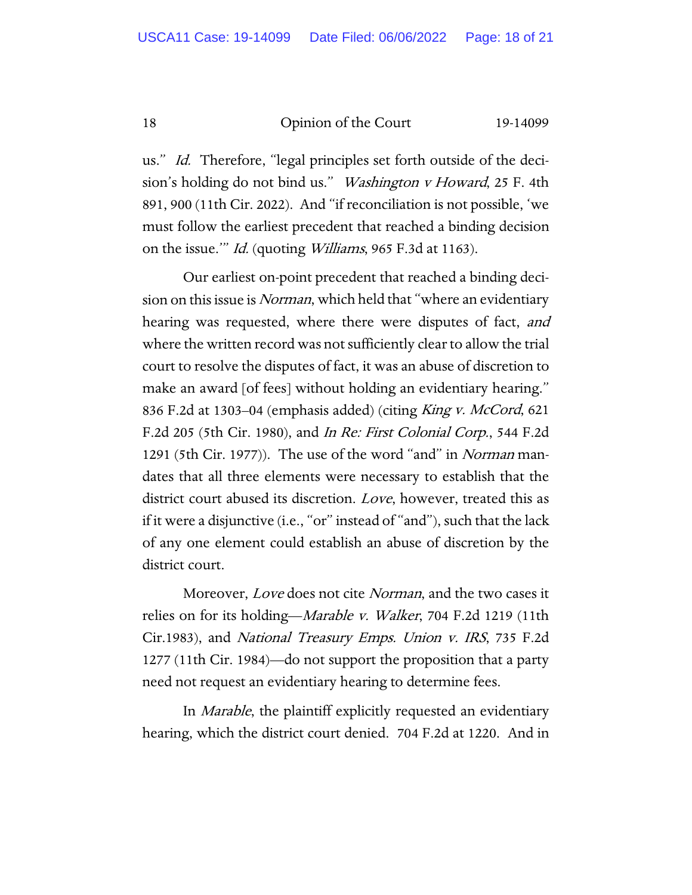us." *Id.* Therefore, "legal principles set forth outside of the decision's holding do not bind us." *Washington v Howard*, 25 F. 4th 891, 900 (11th Cir. 2022). And "if reconciliation is not possible, 'we must follow the earliest precedent that reached a binding decision on the issue.'" *Id.* (quoting *Williams*, 965 F.3d at 1163).

Our earliest on-point precedent that reached a binding decision on this issue is *Norman*, which held that "where an evidentiary hearing was requested, where there were disputes of fact, *and* where the written record was not sufficiently clear to allow the trial court to resolve the disputes of fact, it was an abuse of discretion to make an award [of fees] without holding an evidentiary hearing." 836 F.2d at 1303–04 (emphasis added) (citing *King v. McCord*, 621 F.2d 205 (5th Cir. 1980), and *In Re: First Colonial Corp.*, 544 F.2d 1291 (5th Cir. 1977)). The use of the word "and" in *Norman* mandates that all three elements were necessary to establish that the district court abused its discretion. *Love*, however, treated this as if it were a disjunctive (i.e., "or" instead of "and"), such that the lack of any one element could establish an abuse of discretion by the district court.

Moreover, *Love* does not cite *Norman*, and the two cases it relies on for its holding—*Marable v. Walker*, 704 F.2d 1219 (11th Cir.1983), and *National Treasury Emps. Union v. IRS*, 735 F.2d 1277 (11th Cir. 1984)—do not support the proposition that a party need not request an evidentiary hearing to determine fees.

In *Marable*, the plaintiff explicitly requested an evidentiary hearing, which the district court denied. 704 F.2d at 1220. And in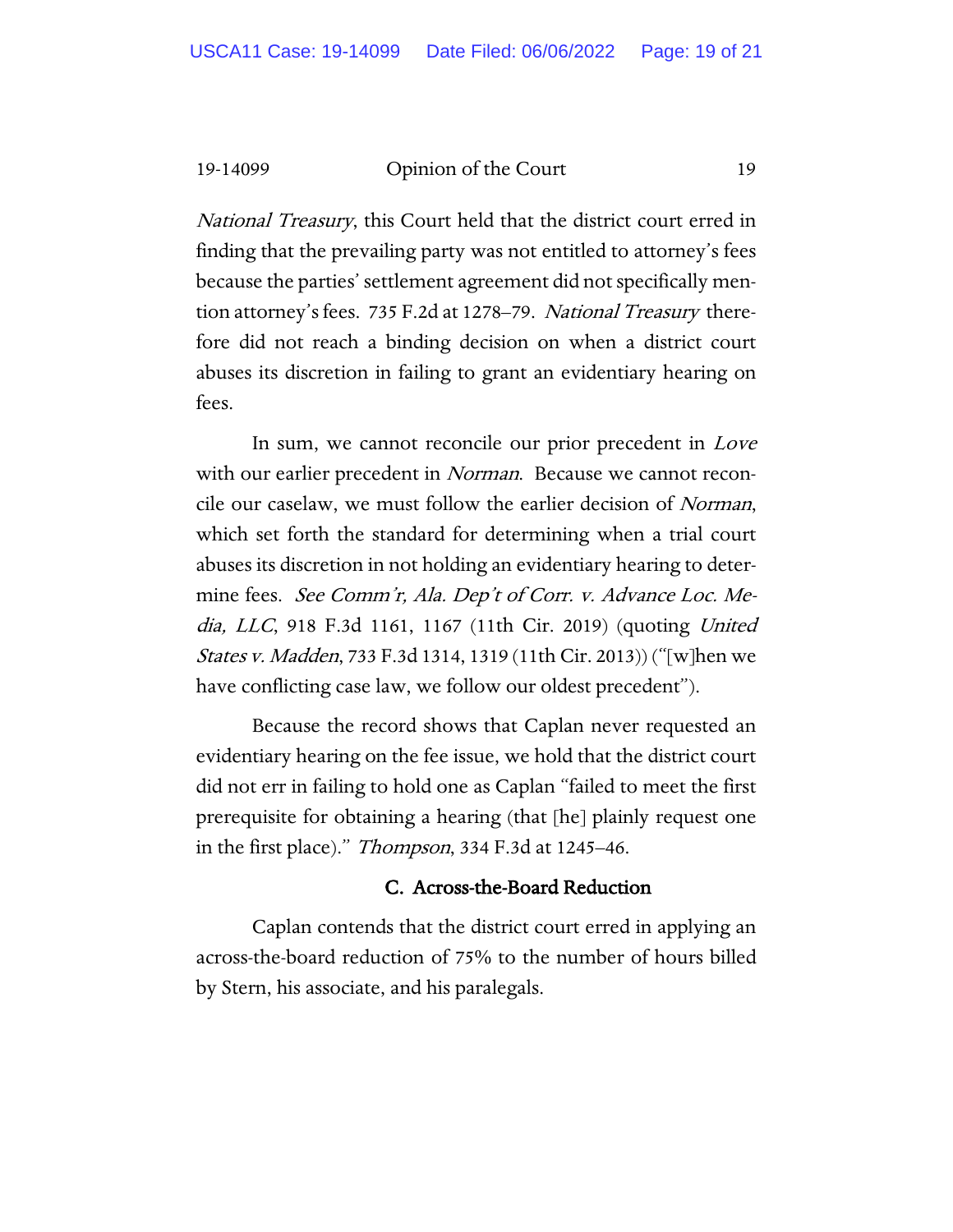*National Treasury*, this Court held that the district court erred in finding that the prevailing party was not entitled to attorney's fees because the parties' settlement agreement did not specifically mention attorney's fees. 735 F.2d at 1278–79. *National Treasury* therefore did not reach a binding decision on when a district court abuses its discretion in failing to grant an evidentiary hearing on fees.

In sum, we cannot reconcile our prior precedent in *Love* with our earlier precedent in *Norman*. Because we cannot reconcile our caselaw, we must follow the earlier decision of *Norman*, which set forth the standard for determining when a trial court abuses its discretion in not holding an evidentiary hearing to determine fees. *See Comm'r, Ala. Dep't of Corr. v. Advance Loc. Media, LLC*, 918 F.3d 1161, 1167 (11th Cir. 2019) (quoting *United States v. Madden*, 733 F.3d 1314, 1319 (11th Cir. 2013)) ("[w]hen we have conflicting case law, we follow our oldest precedent").

Because the record shows that Caplan never requested an evidentiary hearing on the fee issue, we hold that the district court did not err in failing to hold one as Caplan "failed to meet the first prerequisite for obtaining a hearing (that [he] plainly request one in the first place)." *Thompson*, 334 F.3d at 1245–46.

### C. Across-the-Board Reduction

Caplan contends that the district court erred in applying an across-the-board reduction of 75% to the number of hours billed by Stern, his associate, and his paralegals.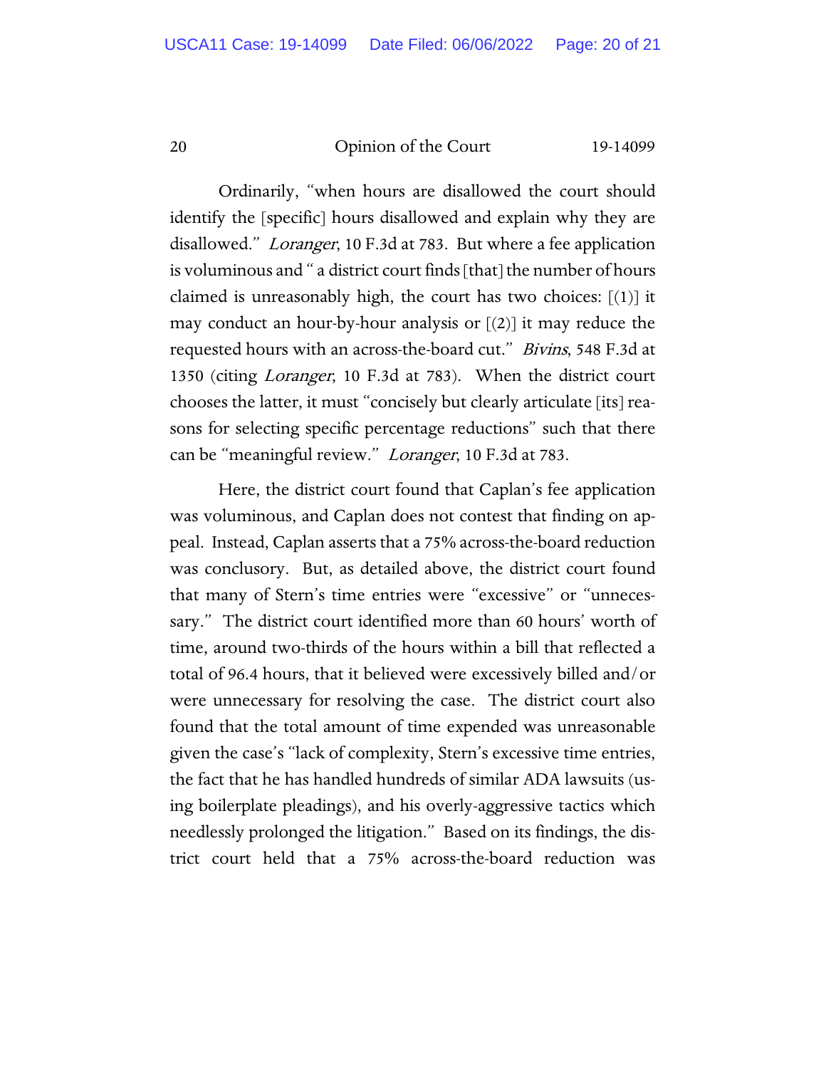Ordinarily, "when hours are disallowed the court should identify the [specific] hours disallowed and explain why they are disallowed." *Loranger*, 10 F.3d at 783. But where a fee application is voluminous and " a district court finds [that] the number of hours claimed is unreasonably high, the court has two choices: [(1)] it may conduct an hour-by-hour analysis or [(2)] it may reduce the requested hours with an across-the-board cut." *Bivins*, 548 F.3d at 1350 (citing *Loranger*, 10 F.3d at 783). When the district court chooses the latter, it must "concisely but clearly articulate [its] reasons for selecting specific percentage reductions" such that there can be "meaningful review." *Loranger*, 10 F.3d at 783.

Here, the district court found that Caplan's fee application was voluminous, and Caplan does not contest that finding on appeal. Instead, Caplan asserts that a 75% across-the-board reduction was conclusory. But, as detailed above, the district court found that many of Stern's time entries were "excessive" or "unnecessary." The district court identified more than 60 hours' worth of time, around two-thirds of the hours within a bill that reflected a total of 96.4 hours, that it believed were excessively billed and/or were unnecessary for resolving the case. The district court also found that the total amount of time expended was unreasonable given the case's "lack of complexity, Stern's excessive time entries, the fact that he has handled hundreds of similar ADA lawsuits (using boilerplate pleadings), and his overly-aggressive tactics which needlessly prolonged the litigation." Based on its findings, the district court held that a 75% across-the-board reduction was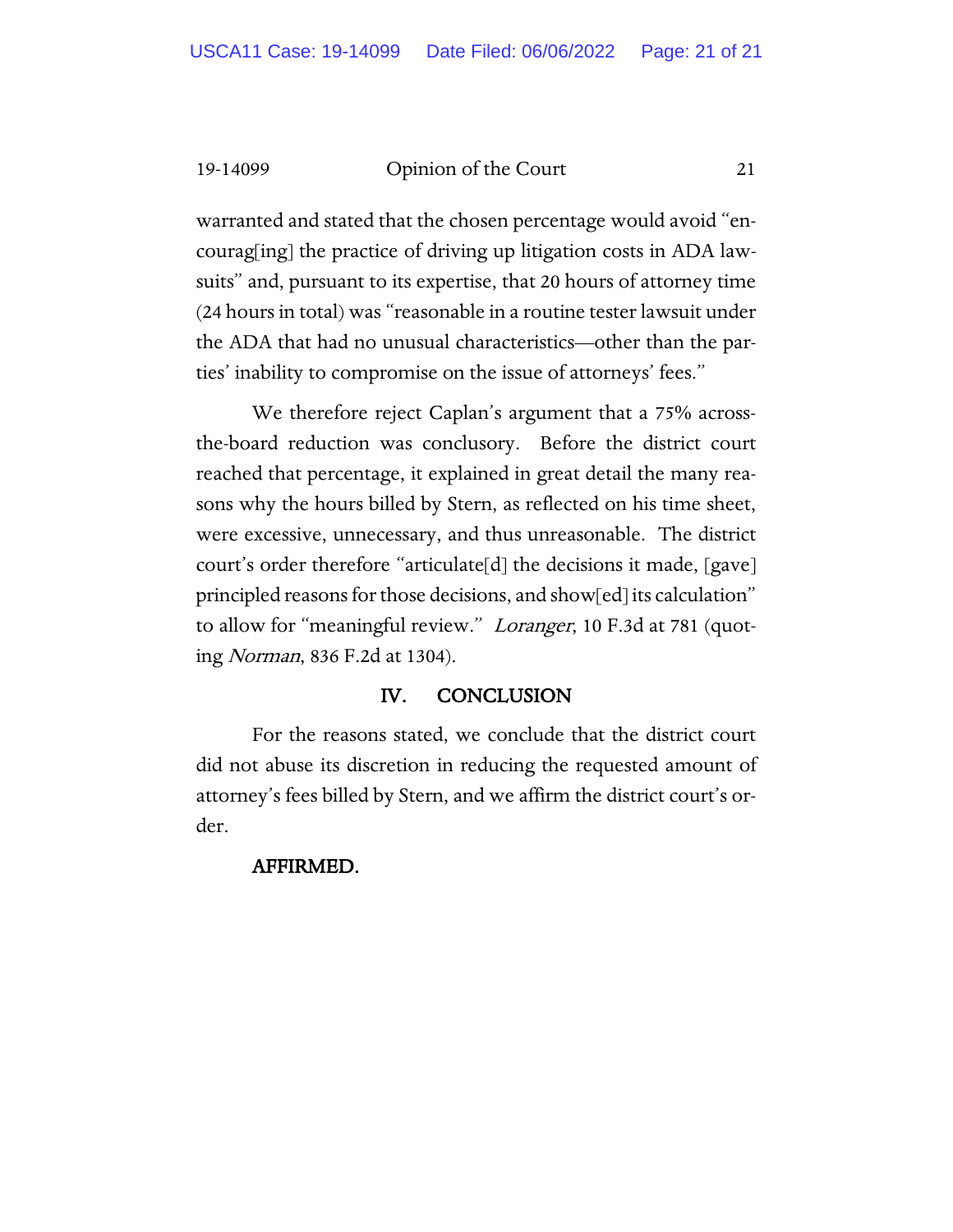warranted and stated that the chosen percentage would avoid "encourag[ing] the practice of driving up litigation costs in ADA lawsuits" and, pursuant to its expertise, that 20 hours of attorney time (24 hours in total) was "reasonable in a routine tester lawsuit under the ADA that had no unusual characteristics—other than the parties' inability to compromise on the issue of attorneys' fees."

We therefore reject Caplan's argument that a 75% across-the-board reduction was conclusory. Before the district court reached that percentage, it explained in great detail the many reasons why the hours billed by Stern, as reflected on his time sheet, were excessive, unnecessary, and thus unreasonable. The district court's order therefore "articulate[d] the decisions it made, [gave] principled reasons for those decisions, and show[ed] its calculation" to allow for "meaningful review." *Loranger*, 10 F.3d at 781 (quoting *Norman*, 836 F.2d at 1304).

## IV. CONCLUSION

For the reasons stated, we conclude that the district court did not abuse its discretion in reducing the requested amount of attorney's fees billed by Stern, and we affirm the district court's order.

**AFFIRMED.**